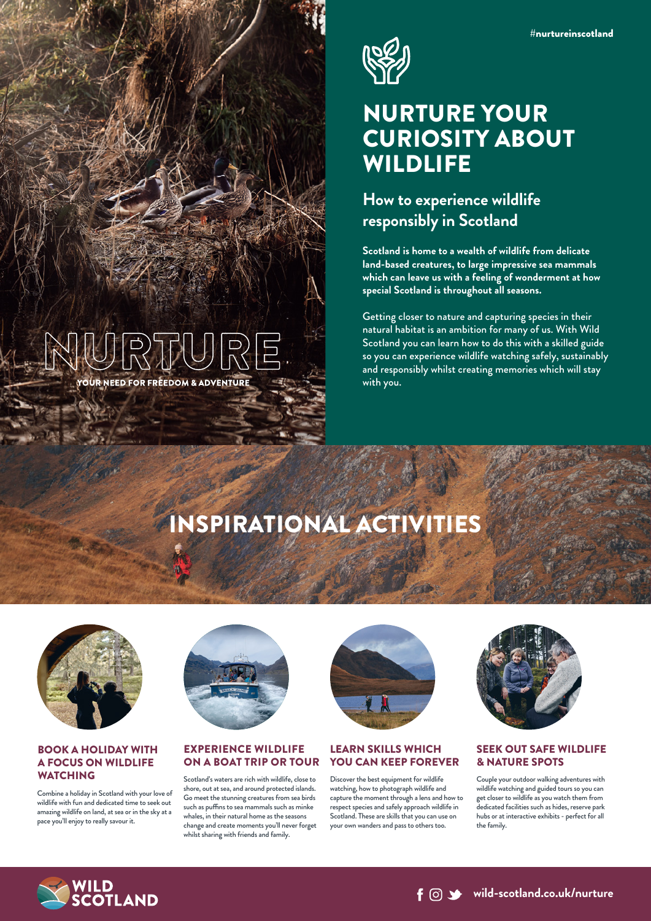#nurtureinscotland

NURTURE

YOUR NEED FOR FREEDOM & ADVENTURE

# NURTURE YOUR CURIOSITY ABOUT WILDLIFE

## How to experience wildlife responsibly in Scotland

**Scotland is home to a wealth of wildlife from delicate land-based creatures, to large impressive sea mammals which can leave us with a feeling of wonderment at how special Scotland is throughout all seasons.**

Getting closer to nature and capturing species in their natural habitat is an ambition for many of us. With Wild Scotland you can learn how to do this with a skilled guide so you can experience wildlife watching safely, sustainably and responsibly whilst creating memories which will stay with you.

# INSPIRATIONAL ACTIVITIES

### BOOK A HOLIDAY WITH A FOCUS ON WILDLIFE WATCHING

Combine a holiday in Scotland with your love of wildlife with fun and dedicated time to seek out amazing wildlife on land, at sea or in the sky at a pace you'll enjoy to really savour it.

### EXPERIENCE WILDLIFE ON A BOAT TRIP OR TOUR

Scotland's waters are rich with wildlife, close to shore, out at sea, and around protected islands. Go meet the stunning creatures from sea birds such as puffins to sea mammals such as minke whales, in their natural home as the seasons change and create moments you'll never forget whilst sharing with friends and family.

### LEARN SKILLS WHICH YOU CAN KEEP FOREVER

Discover the best equipment for wildlife watching, how to photograph wildlife and capture the moment through a lens and how to respect species and safely approach wildlife in Scotland. These are skills that you can use on your own wanders and pass to others too.

### SEEK OUT SAFE WILDLIFE & NATURE SPOTS

Couple your outdoor walking adventures with wildlife watching and guided tours so you can get closer to wildlife as you watch them from dedicated facilities such as hides, reserve park hubs or at interactive exhibits - perfect for all the family.

WILD SCOTLAND

wild-scotland.co.uk/nurture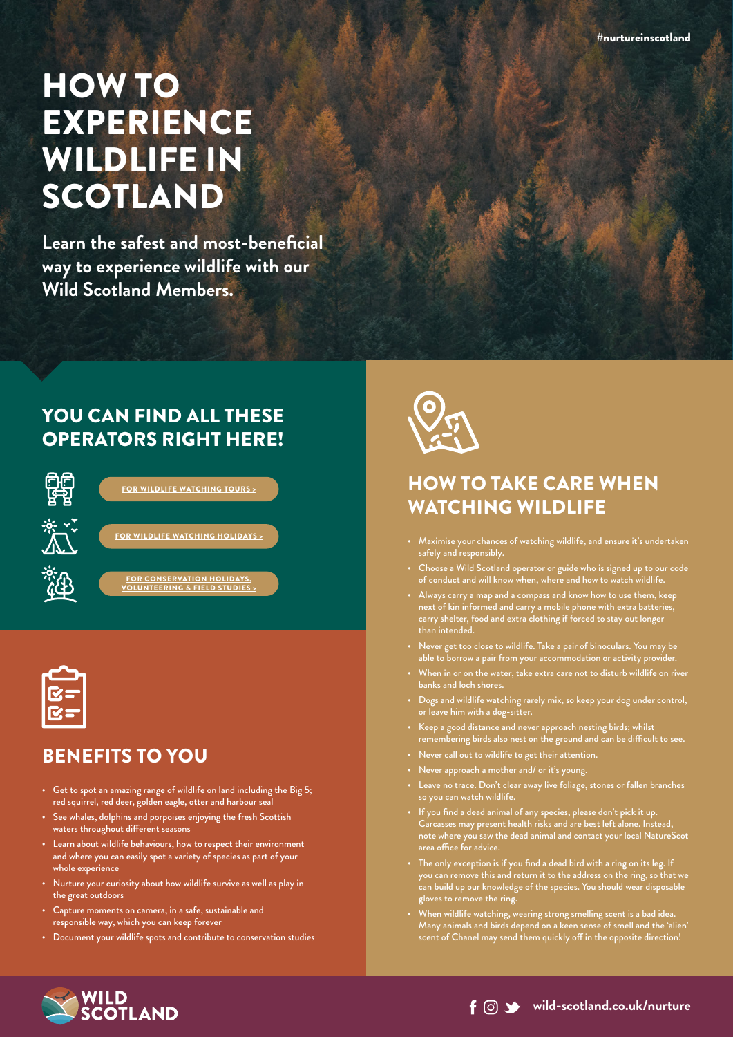#nurtureinscotland

# HOW TO EXPERIENCE WILDLIFE IN SCOTLAND

**Learn the safest and most-beneficial way to experience wildlife with our Wild Scotland Members.**

## YOU CAN FIND ALL THESE OPERATORS RIGHT HERE!

- FOR WILDLIFE WATCHING TOURS >
- FOR WILDLIFE WATCHING HOLIDAYS >
- FOR CONSERVATION HOLIDAYS, VOLUNTEERING & FIELD STUDIES >

## BENEFITS TO YOU

- Get to spot an amazing range of wildlife on land including the Big 5; red squirrel, red deer, golden eagle, otter and harbour seal
- See whales, dolphins and porpoises enjoying the fresh Scottish waters throughout different seasons
- Learn about wildlife behaviours, how to respect their environment and where you can easily spot a variety of species as part of your whole experience
- Nurture your curiosity about how wildlife survive as well as play in the great outdoors
- Capture moments on camera, in a safe, sustainable and responsible way, which you can keep forever
- Document your wildlife spots and contribute to conservation studies

## HOW TO TAKE CARE WHEN WATCHING WILDLIFE

- Maximise your chances of watching wildlife, and ensure it's undertaken safely and responsibly.
- Choose a Wild Scotland operator or guide who is signed up to our code of conduct and will know when, where and how to watch wildlife.
- Always carry a map and a compass and know how to use them, keep next of kin informed and carry a mobile phone with extra batteries, carry shelter, food and extra clothing if forced to stay out longer than intended.
- Never get too close to wildlife. Take a pair of binoculars. You may be able to borrow a pair from your accommodation or activity provider.
- When in or on the water, take extra care not to disturb wildlife on river banks and loch shores.
- Dogs and wildlife watching rarely mix, so keep your dog under control, or leave him with a dog-sitter.
- Keep a good distance and never approach nesting birds; whilst remembering birds also nest on the ground and can be difficult to see.
- Never call out to wildlife to get their attention.
- Never approach a mother and/ or it's young.
- Leave no trace. Don't clear away live foliage, stones or fallen branches so you can watch wildlife.
- If you find a dead animal of any species, please don't pick it up. Carcasses may present health risks and are best left alone. Instead, note where you saw the dead animal and contact your local NatureScot area office for advice.
- The only exception is if you find a dead bird with a ring on its leg. If you can remove this and return it to the address on the ring, so that we can build up our knowledge of the species. You should wear disposable gloves to remove the ring.
- When wildlife watching, wearing strong smelling scent is a bad idea. Many animals and birds depend on a keen sense of smell and the 'alien' scent of Chanel may send them quickly off in the opposite direction!

WILD SCOTLAND

wild-scotland.co.uk/nurture